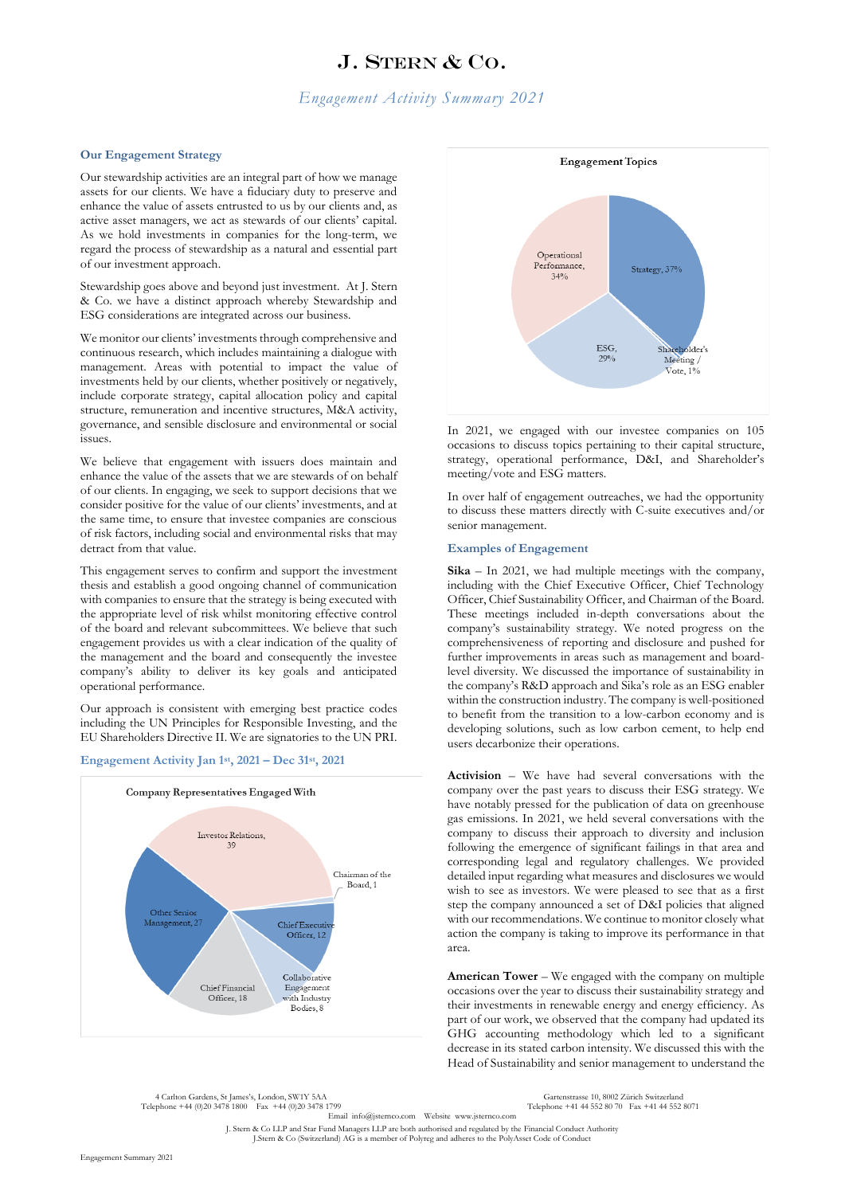# J. Stern & Co.

*Engagement Activity Summary 2021*

## Our Engagement Strategy

Our stewardship activities are an integral part of how we manage assets for our clients. We have a fiduciary duty to preserve and enhance the value of assets entrusted to us by our clients and, as active asset managers, we act as stewards of our clients' capital. As we hold investments in companies for the long-term, we regard the process of stewardship as a natural and essential part of our investment approach.

Stewardship goes above and beyond just investment. At J. Stern & Co. we have a distinct approach whereby Stewardship and ESG considerations are integrated across our business.

We monitor our clients' investments through comprehensive and continuous research, which includes maintaining a dialogue with management. Areas with potential to impact the value of investments held by our clients, whether positively or negatively, include corporate strategy, capital allocation policy and capital structure, remuneration and incentive structures, M&A activity, governance, and sensible disclosure and environmental or social issues.

We believe that engagement with issuers does maintain and enhance the value of the assets that we are stewards of on behalf of our clients. In engaging, we seek to support decisions that we consider positive for the value of our clients' investments, and at the same time, to ensure that investee companies are conscious of risk factors, including social and environmental risks that may detract from that value.

This engagement serves to confirm and support the investment thesis and establish a good ongoing channel of communication with companies to ensure that the strategy is being executed with the appropriate level of risk whilst monitoring effective control of the board and relevant subcommittees. We believe that such engagement provides us with a clear indication of the quality of the management and the board and consequently the investee company's ability to deliver its key goals and anticipated operational performance.

Our approach is consistent with emerging best practice codes including the UN Principles for Responsible Investing, and the EU Shareholders Directive II. We are signatories to the UN PRI.

## Engagement Activity Jan 1st, 2021 – Dec 31st, 2021

**Company Representatives Engaged With**

| Representative | Count |
|---|---|
| Investor Relations | 39 |
| Other Senior Management | 27 |
| Chief Financial Officer | 18 |
| Chief Executive Officer | 12 |
| Collaborative Engagement with Industry Bodies | 8 |
| Chairman of the Board | 1 |

**Engagement Topics**

| Topic | Share |
|---|---|
| Strategy | 37% |
| Operational Performance | 34% |
| ESG | 29% |
| Shareholder's Meeting / Vote | 1% |

In 2021, we engaged with our investee companies on 105 occasions to discuss topics pertaining to their capital structure, strategy, operational performance, D&I, and Shareholder's meeting/vote and ESG matters.

In over half of engagement outreaches, we had the opportunity to discuss these matters directly with C-suite executives and/or senior management.

## Examples of Engagement

**Sika** – In 2021, we had multiple meetings with the company, including with the Chief Executive Officer, Chief Technology Officer, Chief Sustainability Officer, and Chairman of the Board. These meetings included in-depth conversations about the company's sustainability strategy. We noted progress on the comprehensiveness of reporting and disclosure and pushed for further improvements in areas such as management and board-level diversity. We discussed the importance of sustainability in the company's R&D approach and Sika's role as an ESG enabler within the construction industry. The company is well-positioned to benefit from the transition to a low-carbon economy and is developing solutions, such as low carbon cement, to help end users decarbonize their operations.

**Activision** – We have had several conversations with the company over the past years to discuss their ESG strategy. We have notably pressed for the publication of data on greenhouse gas emissions. In 2021, we held several conversations with the company to discuss their approach to diversity and inclusion following the emergence of significant failings in that area and corresponding legal and regulatory challenges. We provided detailed input regarding what measures and disclosures we would wish to see as investors. We were pleased to see that as a first step the company announced a set of D&I policies that aligned with our recommendations. We continue to monitor closely what action the company is taking to improve its performance in that area.

**American Tower** – We engaged with the company on multiple occasions over the year to discuss their sustainability strategy and their investments in renewable energy and energy efficiency. As part of our work, we observed that the company had updated its GHG accounting methodology which led to a significant decrease in its stated carbon intensity. We discussed this with the Head of Sustainability and senior management to understand the

4 Carlton Gardens, St James's, London, SW1Y 5AA
Telephone +44 (0)20 3478 1800 Fax +44 (0)20 3478 1799

Gartenstrasse 10, 8002 Zürich Switzerland
Telephone +41 44 552 80 70 Fax +41 44 552 8071

Email info@jsternco.com Website www.jsternco.com

J. Stern & Co LLP and Star Fund Managers LLP are both authorised and regulated by the Financial Conduct Authority
J.Stern & Co (Switzerland) AG is a member of Polyreg and adheres to the PolyAsset Code of Conduct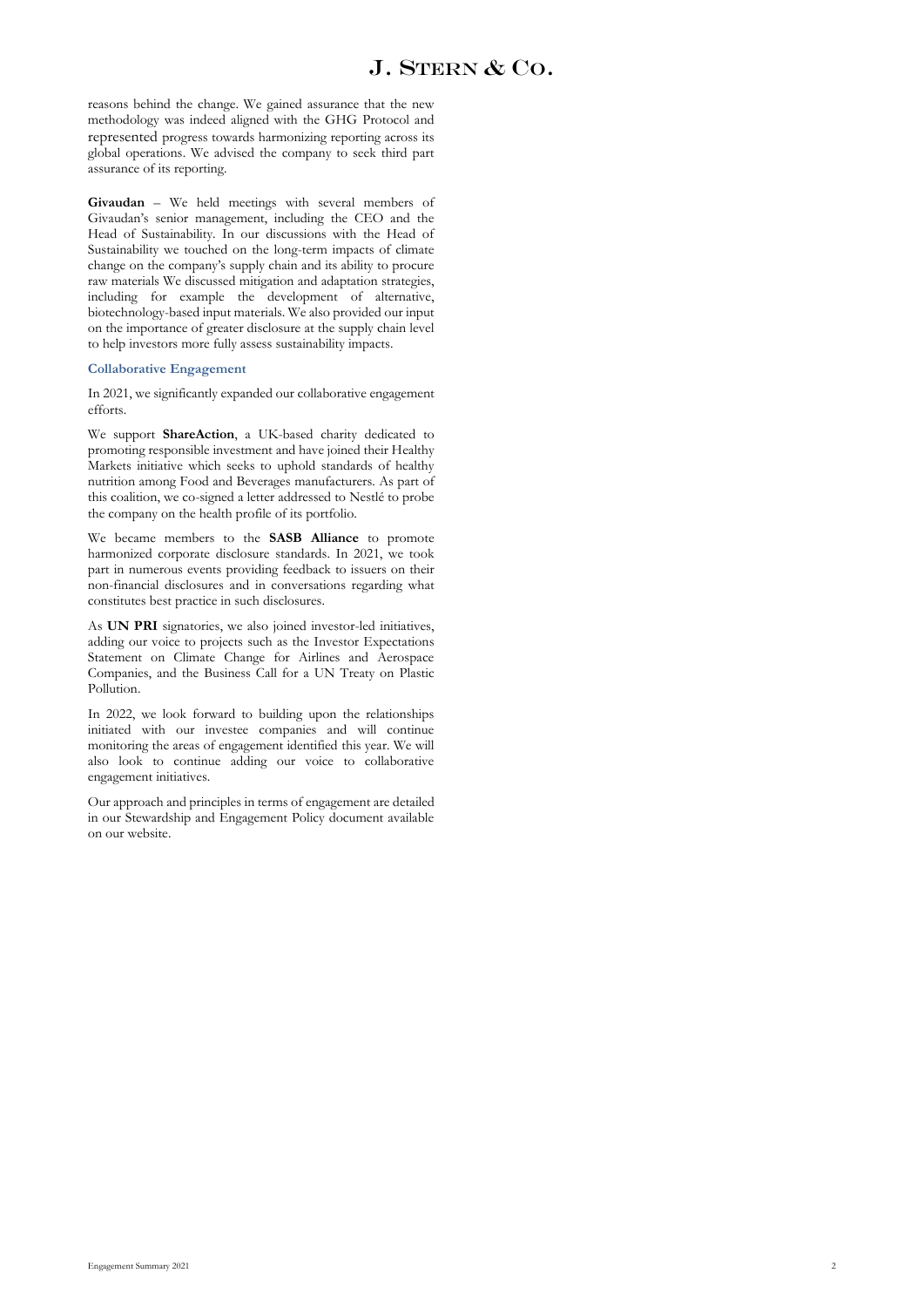reasons behind the change. We gained assurance that the new methodology was indeed aligned with the GHG Protocol and represented progress towards harmonizing reporting across its global operations. We advised the company to seek third part assurance of its reporting.

**Givaudan** – We held meetings with several members of Givaudan's senior management, including the CEO and the Head of Sustainability. In our discussions with the Head of Sustainability we touched on the long-term impacts of climate change on the company's supply chain and its ability to procure raw materials We discussed mitigation and adaptation strategies, including for example the development of alternative, biotechnology-based input materials. We also provided our input on the importance of greater disclosure at the supply chain level to help investors more fully assess sustainability impacts.

### Collaborative Engagement

In 2021, we significantly expanded our collaborative engagement efforts.

We support **ShareAction**, a UK-based charity dedicated to promoting responsible investment and have joined their Healthy Markets initiative which seeks to uphold standards of healthy nutrition among Food and Beverages manufacturers. As part of this coalition, we co-signed a letter addressed to Nestlé to probe the company on the health profile of its portfolio.

We became members to the **SASB Alliance** to promote harmonized corporate disclosure standards. In 2021, we took part in numerous events providing feedback to issuers on their non-financial disclosures and in conversations regarding what constitutes best practice in such disclosures.

As **UN PRI** signatories, we also joined investor-led initiatives, adding our voice to projects such as the Investor Expectations Statement on Climate Change for Airlines and Aerospace Companies, and the Business Call for a UN Treaty on Plastic Pollution.

In 2022, we look forward to building upon the relationships initiated with our investee companies and will continue monitoring the areas of engagement identified this year. We will also look to continue adding our voice to collaborative engagement initiatives.

Our approach and principles in terms of engagement are detailed in our Stewardship and Engagement Policy document available on our website.